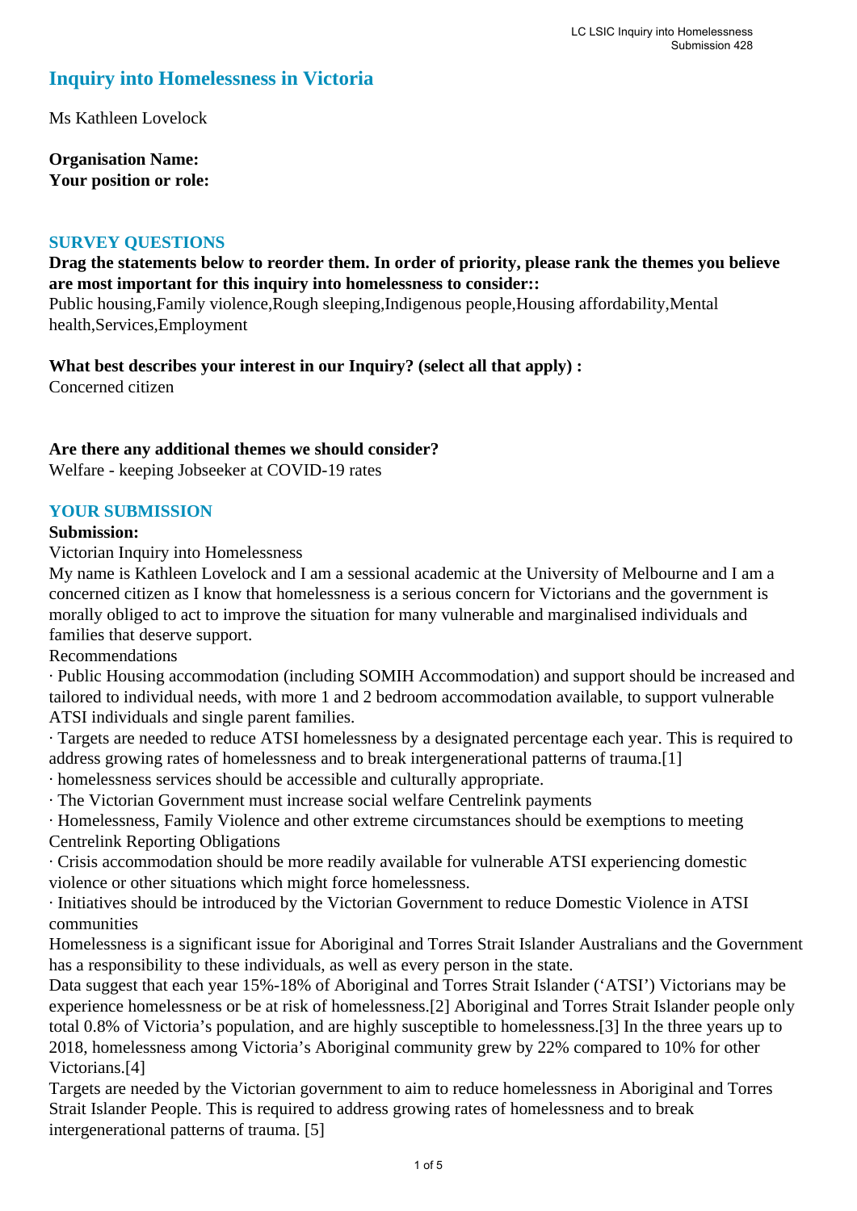# Inquiry into Homelessness in Victoria

Ms Kathleen Lovelock

**Organisation Name:**
**Your position or role:**

## SURVEY QUESTIONS

**Drag the statements below to reorder them. In order of priority, please rank the themes you believe are most important for this inquiry into homelessness to consider::**
Public housing,Family violence,Rough sleeping,Indigenous people,Housing affordability,Mental health,Services,Employment

**What best describes your interest in our Inquiry? (select all that apply) :**
Concerned citizen

**Are there any additional themes we should consider?**
Welfare - keeping Jobseeker at COVID-19 rates

## YOUR SUBMISSION

**Submission:**
Victorian Inquiry into Homelessness
My name is Kathleen Lovelock and I am a sessional academic at the University of Melbourne and I am a concerned citizen as I know that homelessness is a serious concern for Victorians and the government is morally obliged to act to improve the situation for many vulnerable and marginalised individuals and families that deserve support.
Recommendations

- Public Housing accommodation (including SOMIH Accommodation) and support should be increased and tailored to individual needs, with more 1 and 2 bedroom accommodation available, to support vulnerable ATSI individuals and single parent families.
- Targets are needed to reduce ATSI homelessness by a designated percentage each year. This is required to address growing rates of homelessness and to break intergenerational patterns of trauma.[1]
- homelessness services should be accessible and culturally appropriate.
- The Victorian Government must increase social welfare Centrelink payments
- Homelessness, Family Violence and other extreme circumstances should be exemptions to meeting Centrelink Reporting Obligations
- Crisis accommodation should be more readily available for vulnerable ATSI experiencing domestic violence or other situations which might force homelessness.
- Initiatives should be introduced by the Victorian Government to reduce Domestic Violence in ATSI communities

Homelessness is a significant issue for Aboriginal and Torres Strait Islander Australians and the Government has a responsibility to these individuals, as well as every person in the state.
Data suggest that each year 15%-18% of Aboriginal and Torres Strait Islander ('ATSI') Victorians may be experience homelessness or be at risk of homelessness.[2] Aboriginal and Torres Strait Islander people only total 0.8% of Victoria's population, and are highly susceptible to homelessness.[3] In the three years up to 2018, homelessness among Victoria's Aboriginal community grew by 22% compared to 10% for other Victorians.[4]
Targets are needed by the Victorian government to aim to reduce homelessness in Aboriginal and Torres Strait Islander People. This is required to address growing rates of homelessness and to break intergenerational patterns of trauma. [5]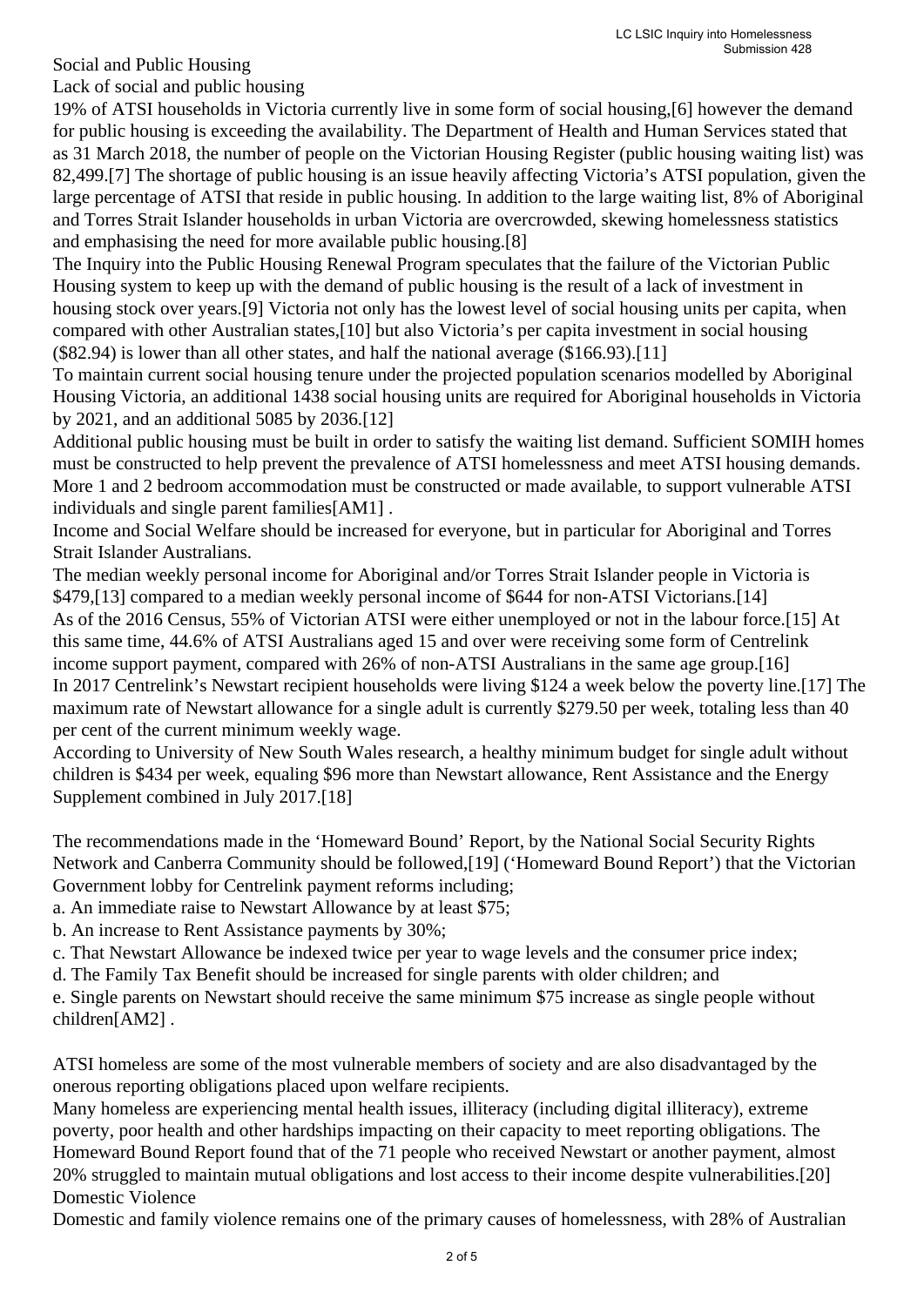## Social and Public Housing

### Lack of social and public housing

19% of ATSI households in Victoria currently live in some form of social housing,[6] however the demand for public housing is exceeding the availability. The Department of Health and Human Services stated that as 31 March 2018, the number of people on the Victorian Housing Register (public housing waiting list) was 82,499.[7] The shortage of public housing is an issue heavily affecting Victoria's ATSI population, given the large percentage of ATSI that reside in public housing. In addition to the large waiting list, 8% of Aboriginal and Torres Strait Islander households in urban Victoria are overcrowded, skewing homelessness statistics and emphasising the need for more available public housing.[8]

The Inquiry into the Public Housing Renewal Program speculates that the failure of the Victorian Public Housing system to keep up with the demand of public housing is the result of a lack of investment in housing stock over years.[9] Victoria not only has the lowest level of social housing units per capita, when compared with other Australian states,[10] but also Victoria's per capita investment in social housing ($82.94) is lower than all other states, and half the national average ($166.93).[11]

To maintain current social housing tenure under the projected population scenarios modelled by Aboriginal Housing Victoria, an additional 1438 social housing units are required for Aboriginal households in Victoria by 2021, and an additional 5085 by 2036.[12]

Additional public housing must be built in order to satisfy the waiting list demand. Sufficient SOMIH homes must be constructed to help prevent the prevalence of ATSI homelessness and meet ATSI housing demands. More 1 and 2 bedroom accommodation must be constructed or made available, to support vulnerable ATSI individuals and single parent families[AM1] .

### Income and Social Welfare should be increased for everyone, but in particular for Aboriginal and Torres Strait Islander Australians.

The median weekly personal income for Aboriginal and/or Torres Strait Islander people in Victoria is $479,[13] compared to a median weekly personal income of $644 for non-ATSI Victorians.[14]

As of the 2016 Census, 55% of Victorian ATSI were either unemployed or not in the labour force.[15] At this same time, 44.6% of ATSI Australians aged 15 and over were receiving some form of Centrelink income support payment, compared with 26% of non-ATSI Australians in the same age group.[16]

In 2017 Centrelink's Newstart recipient households were living $124 a week below the poverty line.[17] The maximum rate of Newstart allowance for a single adult is currently $279.50 per week, totaling less than 40 per cent of the current minimum weekly wage.

According to University of New South Wales research, a healthy minimum budget for single adult without children is $434 per week, equaling $96 more than Newstart allowance, Rent Assistance and the Energy Supplement combined in July 2017.[18]

The recommendations made in the 'Homeward Bound' Report, by the National Social Security Rights Network and Canberra Community should be followed,[19] ('Homeward Bound Report') that the Victorian Government lobby for Centrelink payment reforms including;

a. An immediate raise to Newstart Allowance by at least $75;
b. An increase to Rent Assistance payments by 30%;
c. That Newstart Allowance be indexed twice per year to wage levels and the consumer price index;
d. The Family Tax Benefit should be increased for single parents with older children; and
e. Single parents on Newstart should receive the same minimum $75 increase as single people without children[AM2] .

### ATSI homeless are some of the most vulnerable members of society and are also disadvantaged by the onerous reporting obligations placed upon welfare recipients.

Many homeless are experiencing mental health issues, illiteracy (including digital illiteracy), extreme poverty, poor health and other hardships impacting on their capacity to meet reporting obligations. The Homeward Bound Report found that of the 71 people who received Newstart or another payment, almost 20% struggled to maintain mutual obligations and lost access to their income despite vulnerabilities.[20]

### Domestic Violence

Domestic and family violence remains one of the primary causes of homelessness, with 28% of Australian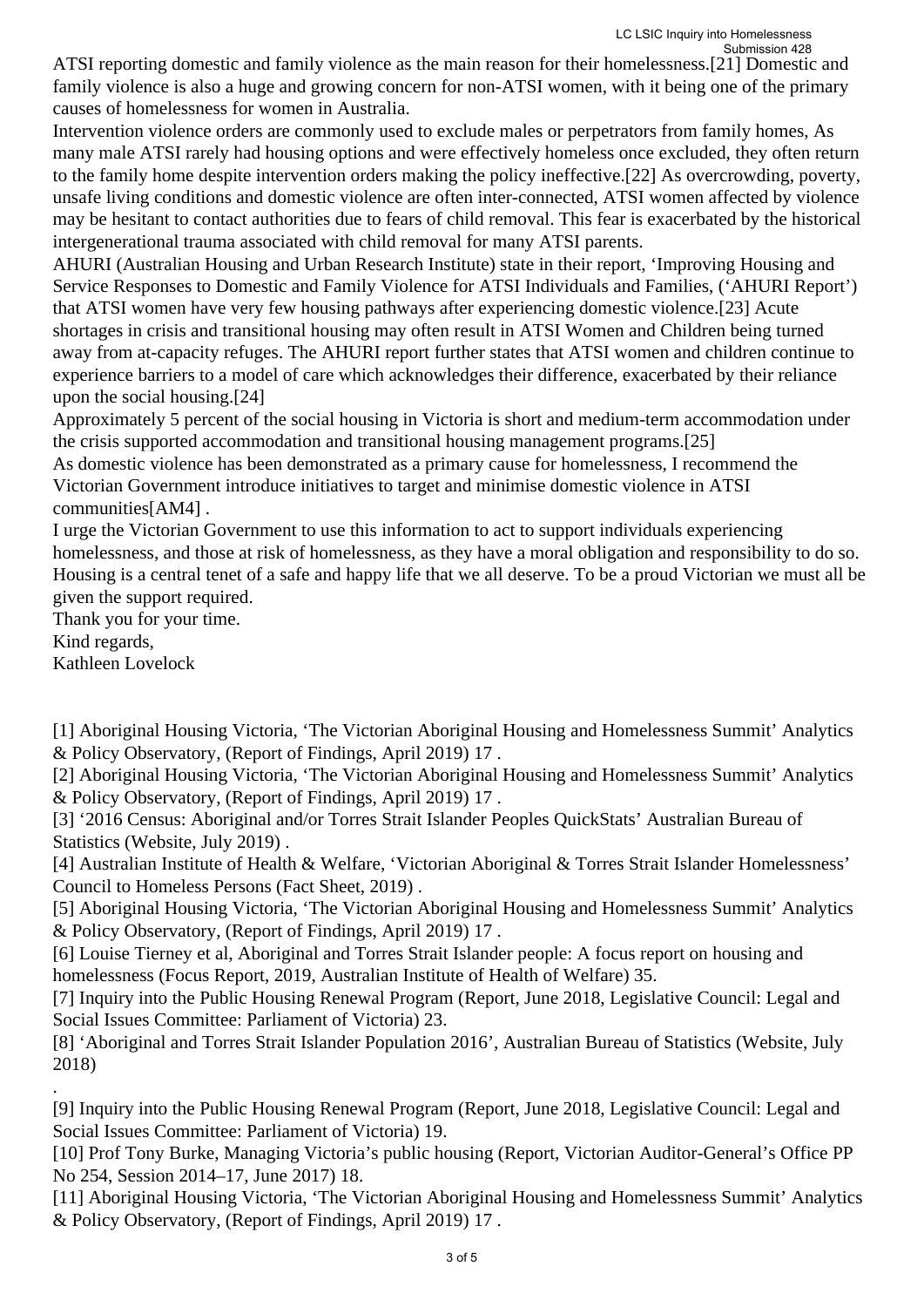ATSI reporting domestic and family violence as the main reason for their homelessness.[21] Domestic and family violence is also a huge and growing concern for non-ATSI women, with it being one of the primary causes of homelessness for women in Australia.

Intervention violence orders are commonly used to exclude males or perpetrators from family homes, As many male ATSI rarely had housing options and were effectively homeless once excluded, they often return to the family home despite intervention orders making the policy ineffective.[22] As overcrowding, poverty, unsafe living conditions and domestic violence are often inter-connected, ATSI women affected by violence may be hesitant to contact authorities due to fears of child removal. This fear is exacerbated by the historical intergenerational trauma associated with child removal for many ATSI parents.

AHURI (Australian Housing and Urban Research Institute) state in their report, 'Improving Housing and Service Responses to Domestic and Family Violence for ATSI Individuals and Families, ('AHURI Report') that ATSI women have very few housing pathways after experiencing domestic violence.[23] Acute shortages in crisis and transitional housing may often result in ATSI Women and Children being turned away from at-capacity refuges. The AHURI report further states that ATSI women and children continue to experience barriers to a model of care which acknowledges their difference, exacerbated by their reliance upon the social housing.[24]

Approximately 5 percent of the social housing in Victoria is short and medium-term accommodation under the crisis supported accommodation and transitional housing management programs.[25]

As domestic violence has been demonstrated as a primary cause for homelessness, I recommend the Victorian Government introduce initiatives to target and minimise domestic violence in ATSI communities[AM4] .

I urge the Victorian Government to use this information to act to support individuals experiencing homelessness, and those at risk of homelessness, as they have a moral obligation and responsibility to do so. Housing is a central tenet of a safe and happy life that we all deserve. To be a proud Victorian we must all be given the support required.

Thank you for your time.

Kind regards,

Kathleen Lovelock

[1] Aboriginal Housing Victoria, 'The Victorian Aboriginal Housing and Homelessness Summit' Analytics & Policy Observatory, (Report of Findings, April 2019) 17 .

[2] Aboriginal Housing Victoria, 'The Victorian Aboriginal Housing and Homelessness Summit' Analytics & Policy Observatory, (Report of Findings, April 2019) 17 .

[3] '2016 Census: Aboriginal and/or Torres Strait Islander Peoples QuickStats' Australian Bureau of Statistics (Website, July 2019) .

[4] Australian Institute of Health & Welfare, 'Victorian Aboriginal & Torres Strait Islander Homelessness' Council to Homeless Persons (Fact Sheet, 2019) .

[5] Aboriginal Housing Victoria, 'The Victorian Aboriginal Housing and Homelessness Summit' Analytics & Policy Observatory, (Report of Findings, April 2019) 17 .

[6] Louise Tierney et al, Aboriginal and Torres Strait Islander people: A focus report on housing and homelessness (Focus Report, 2019, Australian Institute of Health of Welfare) 35.

[7] Inquiry into the Public Housing Renewal Program (Report, June 2018, Legislative Council: Legal and Social Issues Committee: Parliament of Victoria) 23.

[8] 'Aboriginal and Torres Strait Islander Population 2016', Australian Bureau of Statistics (Website, July 2018)

.

[9] Inquiry into the Public Housing Renewal Program (Report, June 2018, Legislative Council: Legal and Social Issues Committee: Parliament of Victoria) 19.

[10] Prof Tony Burke, Managing Victoria's public housing (Report, Victorian Auditor-General's Office PP No 254, Session 2014–17, June 2017) 18.

[11] Aboriginal Housing Victoria, 'The Victorian Aboriginal Housing and Homelessness Summit' Analytics & Policy Observatory, (Report of Findings, April 2019) 17 .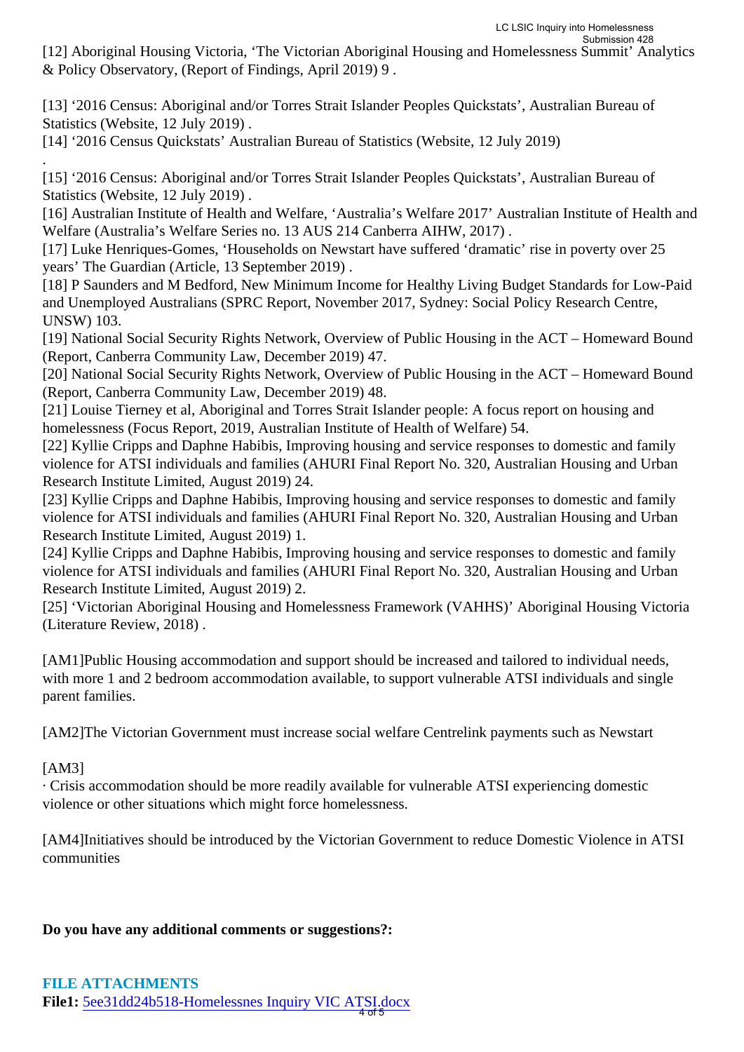[12] Aboriginal Housing Victoria, 'The Victorian Aboriginal Housing and Homelessness Summit' Analytics & Policy Observatory, (Report of Findings, April 2019) 9 .

[13] '2016 Census: Aboriginal and/or Torres Strait Islander Peoples Quickstats', Australian Bureau of Statistics (Website, 12 July 2019) .
[14] '2016 Census Quickstats' Australian Bureau of Statistics (Website, 12 July 2019)

.
[15] '2016 Census: Aboriginal and/or Torres Strait Islander Peoples Quickstats', Australian Bureau of Statistics (Website, 12 July 2019) .
[16] Australian Institute of Health and Welfare, 'Australia's Welfare 2017' Australian Institute of Health and Welfare (Australia's Welfare Series no. 13 AUS 214 Canberra AIHW, 2017) .
[17] Luke Henriques-Gomes, 'Households on Newstart have suffered 'dramatic' rise in poverty over 25 years' The Guardian (Article, 13 September 2019) .
[18] P Saunders and M Bedford, New Minimum Income for Healthy Living Budget Standards for Low-Paid and Unemployed Australians (SPRC Report, November 2017, Sydney: Social Policy Research Centre, UNSW) 103.
[19] National Social Security Rights Network, Overview of Public Housing in the ACT – Homeward Bound (Report, Canberra Community Law, December 2019) 47.
[20] National Social Security Rights Network, Overview of Public Housing in the ACT – Homeward Bound (Report, Canberra Community Law, December 2019) 48.
[21] Louise Tierney et al, Aboriginal and Torres Strait Islander people: A focus report on housing and homelessness (Focus Report, 2019, Australian Institute of Health of Welfare) 54.
[22] Kyllie Cripps and Daphne Habibis, Improving housing and service responses to domestic and family violence for ATSI individuals and families (AHURI Final Report No. 320, Australian Housing and Urban Research Institute Limited, August 2019) 24.
[23] Kyllie Cripps and Daphne Habibis, Improving housing and service responses to domestic and family violence for ATSI individuals and families (AHURI Final Report No. 320, Australian Housing and Urban Research Institute Limited, August 2019) 1.
[24] Kyllie Cripps and Daphne Habibis, Improving housing and service responses to domestic and family violence for ATSI individuals and families (AHURI Final Report No. 320, Australian Housing and Urban Research Institute Limited, August 2019) 2.
[25] 'Victorian Aboriginal Housing and Homelessness Framework (VAHHS)' Aboriginal Housing Victoria (Literature Review, 2018) .

[AM1]Public Housing accommodation and support should be increased and tailored to individual needs, with more 1 and 2 bedroom accommodation available, to support vulnerable ATSI individuals and single parent families.

[AM2]The Victorian Government must increase social welfare Centrelink payments such as Newstart

[AM3]
· Crisis accommodation should be more readily available for vulnerable ATSI experiencing domestic violence or other situations which might force homelessness.

[AM4]Initiatives should be introduced by the Victorian Government to reduce Domestic Violence in ATSI communities

**Do you have any additional comments or suggestions?:**

**FILE ATTACHMENTS**
**File1:** 5ee31dd24b518-Homelessnes Inquiry VIC ATSI.docx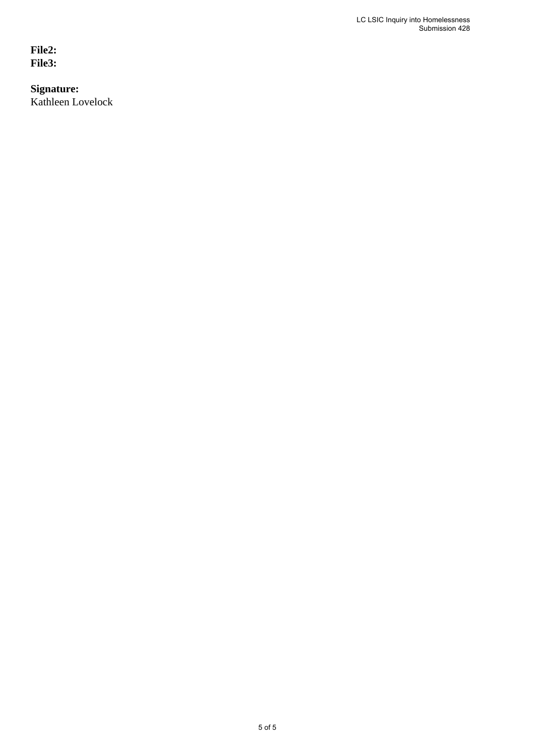**File2:**
**File3:**

**Signature:**
Kathleen Lovelock